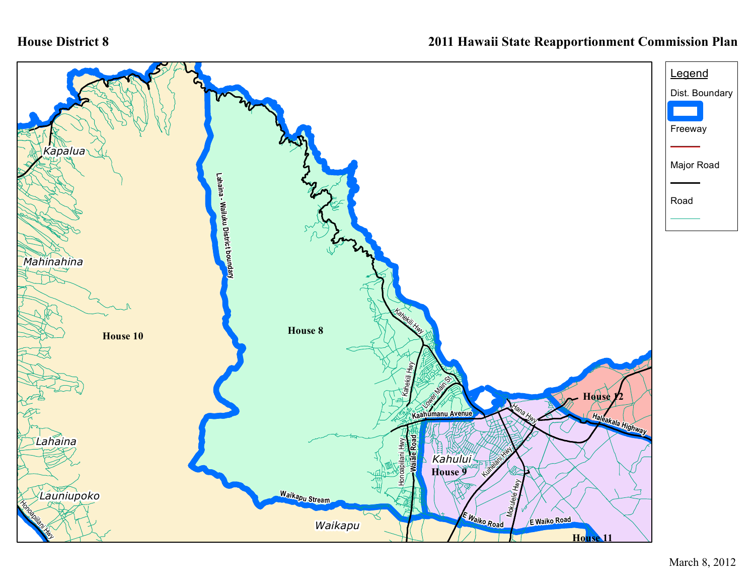**House District 8**

**2011 Hawaii State Reapportionment Commission Plan**

Legend

- Dist. Boundary
- Freeway
- Major Road
- Road

Kapalua

Mahinahina

House 10

Lahaina

Launiupoko

Honoapiilani Hwy

Lahaina - Wailuku District boundary

House 8

Kahekili Hwy

Kahekili Hwy

Lower Main St

Kaahumanu Avenue

Honoapiilani Hwy

Waiale Road

Waikapu Stream

Waikapu

Kahului

House 9

Kuihelani Hwy

Mokulele Hwy

Hana Hwy

E Waiko Road

E Waiko Road

House 11

House 12

Haleakala Highway

March 8, 2012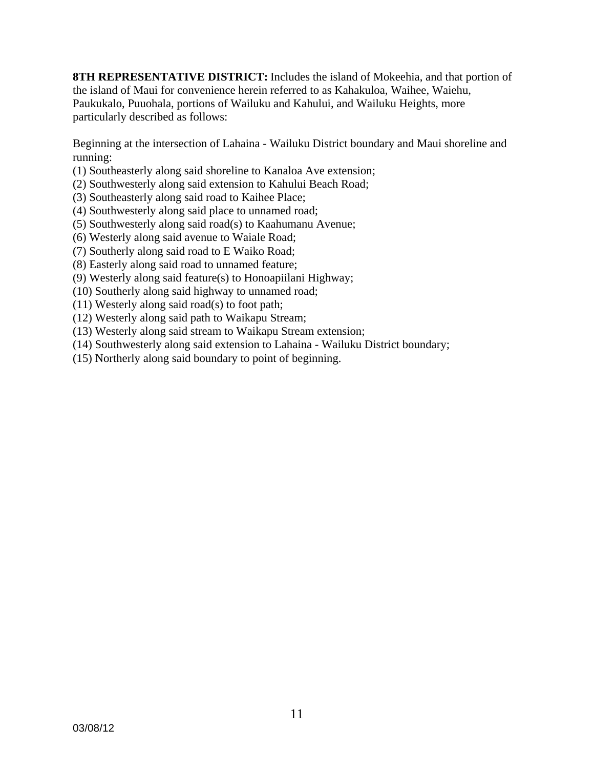**8TH REPRESENTATIVE DISTRICT:** Includes the island of Mokeehia, and that portion of the island of Maui for convenience herein referred to as Kahakuloa, Waihee, Waiehu, Paukukalo, Puuohala, portions of Wailuku and Kahului, and Wailuku Heights, more particularly described as follows:

Beginning at the intersection of Lahaina - Wailuku District boundary and Maui shoreline and running:

(1) Southeasterly along said shoreline to Kanaloa Ave extension;
(2) Southwesterly along said extension to Kahului Beach Road;
(3) Southeasterly along said road to Kaihee Place;
(4) Southwesterly along said place to unnamed road;
(5) Southwesterly along said road(s) to Kaahumanu Avenue;
(6) Westerly along said avenue to Waiale Road;
(7) Southerly along said road to E Waiko Road;
(8) Easterly along said road to unnamed feature;
(9) Westerly along said feature(s) to Honoapiilani Highway;
(10) Southerly along said highway to unnamed road;
(11) Westerly along said road(s) to foot path;
(12) Westerly along said path to Waikapu Stream;
(13) Westerly along said stream to Waikapu Stream extension;
(14) Southwesterly along said extension to Lahaina - Wailuku District boundary;
(15) Northerly along said boundary to point of beginning.